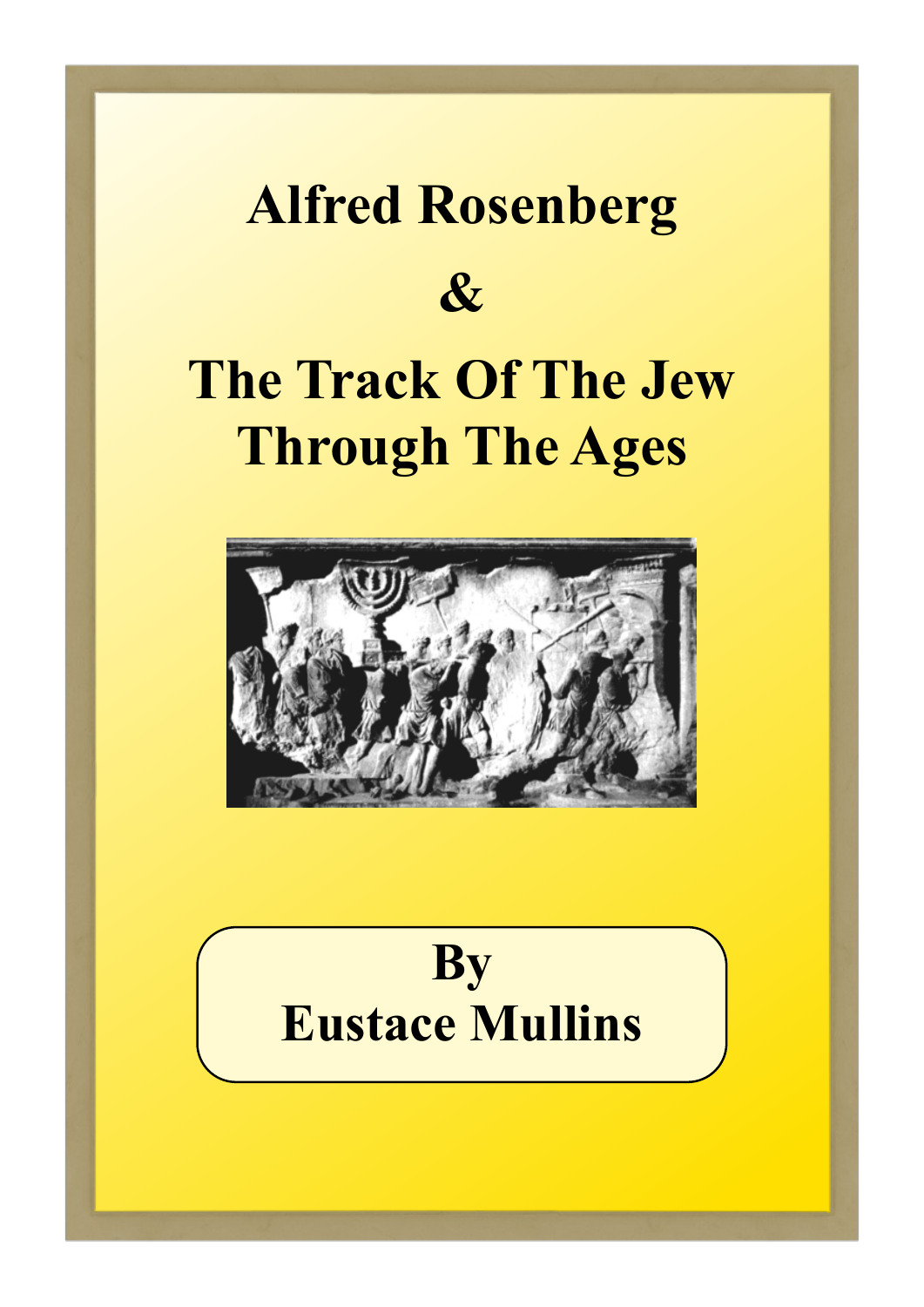# Alfred Rosenberg

# &

# The Track Of The Jew Through The Ages

## By
## Eustace Mullins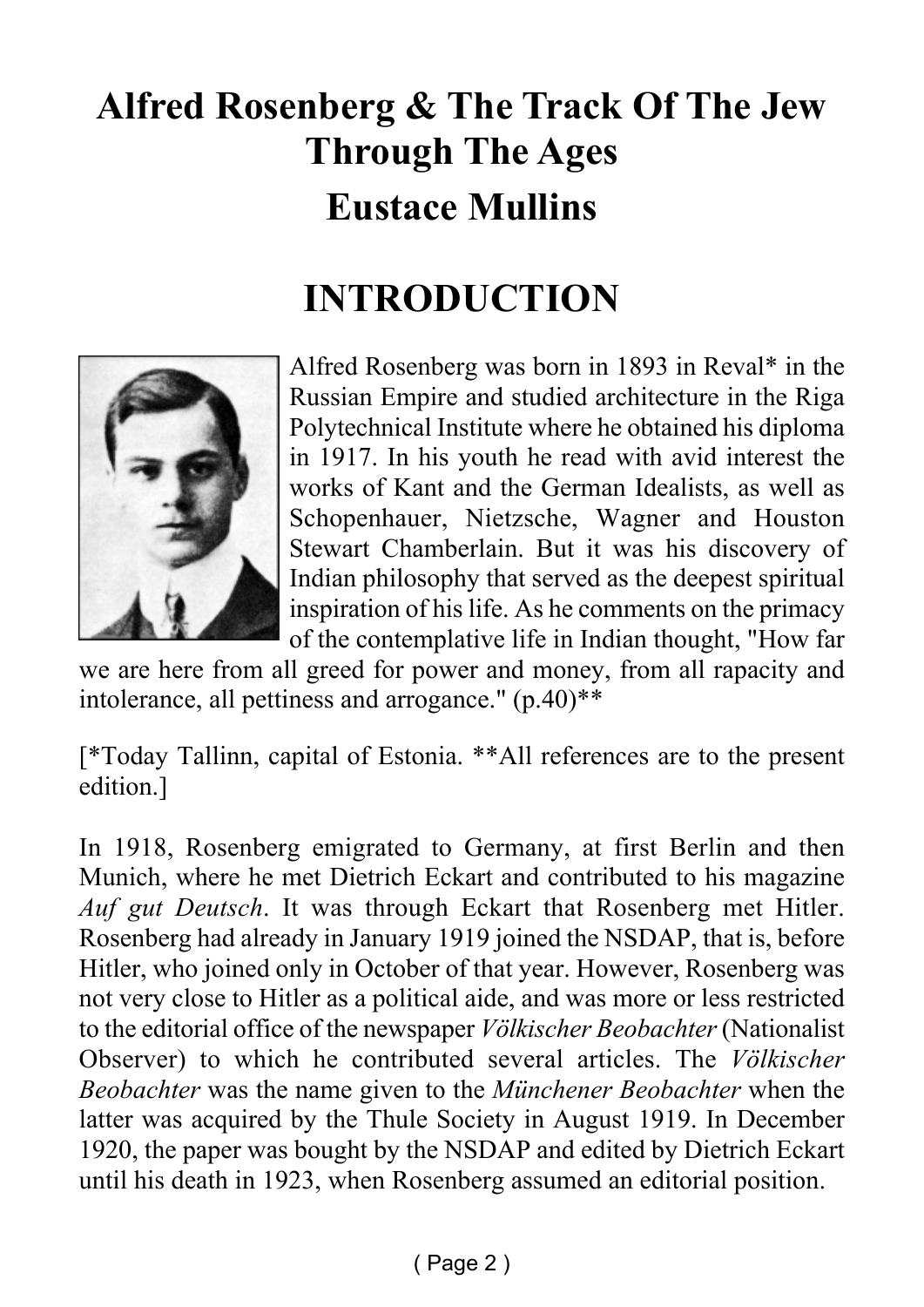# Alfred Rosenberg & The Track Of The Jew Through The Ages

## Eustace Mullins

# INTRODUCTION

Alfred Rosenberg was born in 1893 in Reval* in the Russian Empire and studied architecture in the Riga Polytechnical Institute where he obtained his diploma in 1917. In his youth he read with avid interest the works of Kant and the German Idealists, as well as Schopenhauer, Nietzsche, Wagner and Houston Stewart Chamberlain. But it was his discovery of Indian philosophy that served as the deepest spiritual inspiration of his life. As he comments on the primacy of the contemplative life in Indian thought, "How far we are here from all greed for power and money, from all rapacity and intolerance, all pettiness and arrogance." (p.40)**

[*Today Tallinn, capital of Estonia. **All references are to the present edition.]

In 1918, Rosenberg emigrated to Germany, at first Berlin and then Munich, where he met Dietrich Eckart and contributed to his magazine *Auf gut Deutsch*. It was through Eckart that Rosenberg met Hitler. Rosenberg had already in January 1919 joined the NSDAP, that is, before Hitler, who joined only in October of that year. However, Rosenberg was not very close to Hitler as a political aide, and was more or less restricted to the editorial office of the newspaper *Völkischer Beobachter* (Nationalist Observer) to which he contributed several articles. The *Völkischer Beobachter* was the name given to the *Münchener Beobachter* when the latter was acquired by the Thule Society in August 1919. In December 1920, the paper was bought by the NSDAP and edited by Dietrich Eckart until his death in 1923, when Rosenberg assumed an editorial position.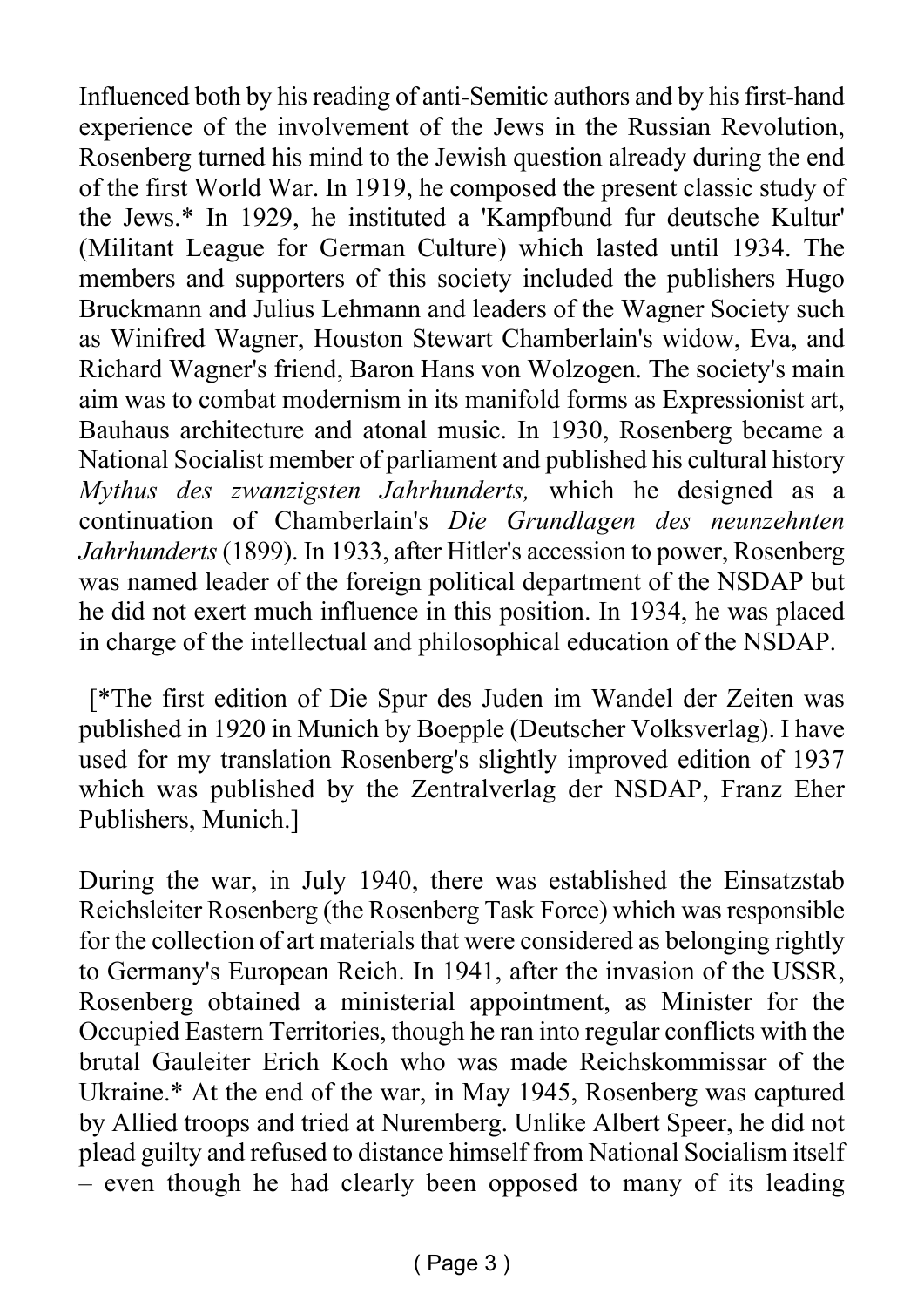Influenced both by his reading of anti-Semitic authors and by his first-hand experience of the involvement of the Jews in the Russian Revolution, Rosenberg turned his mind to the Jewish question already during the end of the first World War. In 1919, he composed the present classic study of the Jews.* In 1929, he instituted a 'Kampfbund fur deutsche Kultur' (Militant League for German Culture) which lasted until 1934. The members and supporters of this society included the publishers Hugo Bruckmann and Julius Lehmann and leaders of the Wagner Society such as Winifred Wagner, Houston Stewart Chamberlain's widow, Eva, and Richard Wagner's friend, Baron Hans von Wolzogen. The society's main aim was to combat modernism in its manifold forms as Expressionist art, Bauhaus architecture and atonal music. In 1930, Rosenberg became a National Socialist member of parliament and published his cultural history *Mythus des zwanzigsten Jahrhunderts,* which he designed as a continuation of Chamberlain's *Die Grundlagen des neunzehnten Jahrhunderts* (1899). In 1933, after Hitler's accession to power, Rosenberg was named leader of the foreign political department of the NSDAP but he did not exert much influence in this position. In 1934, he was placed in charge of the intellectual and philosophical education of the NSDAP.

[*The first edition of Die Spur des Juden im Wandel der Zeiten was published in 1920 in Munich by Boepple (Deutscher Volksverlag). I have used for my translation Rosenberg's slightly improved edition of 1937 which was published by the Zentralverlag der NSDAP, Franz Eher Publishers, Munich.]

During the war, in July 1940, there was established the Einsatzstab Reichsleiter Rosenberg (the Rosenberg Task Force) which was responsible for the collection of art materials that were considered as belonging rightly to Germany's European Reich. In 1941, after the invasion of the USSR, Rosenberg obtained a ministerial appointment, as Minister for the Occupied Eastern Territories, though he ran into regular conflicts with the brutal Gauleiter Erich Koch who was made Reichskommissar of the Ukraine.* At the end of the war, in May 1945, Rosenberg was captured by Allied troops and tried at Nuremberg. Unlike Albert Speer, he did not plead guilty and refused to distance himself from National Socialism itself – even though he had clearly been opposed to many of its leading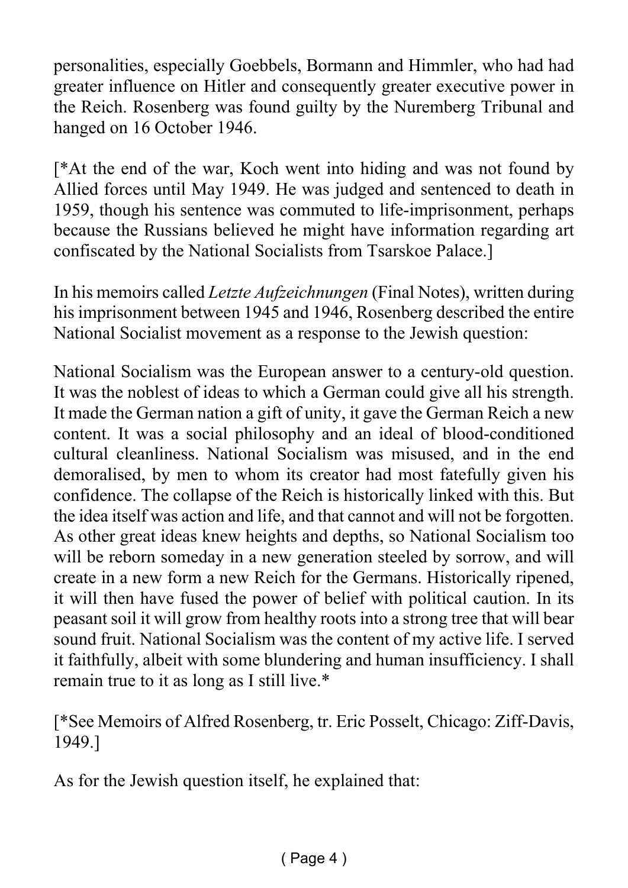personalities, especially Goebbels, Bormann and Himmler, who had had greater influence on Hitler and consequently greater executive power in the Reich. Rosenberg was found guilty by the Nuremberg Tribunal and hanged on 16 October 1946.

[*At the end of the war, Koch went into hiding and was not found by Allied forces until May 1949. He was judged and sentenced to death in 1959, though his sentence was commuted to life-imprisonment, perhaps because the Russians believed he might have information regarding art confiscated by the National Socialists from Tsarskoe Palace.]

In his memoirs called *Letzte Aufzeichnungen* (Final Notes), written during his imprisonment between 1945 and 1946, Rosenberg described the entire National Socialist movement as a response to the Jewish question:

National Socialism was the European answer to a century-old question. It was the noblest of ideas to which a German could give all his strength. It made the German nation a gift of unity, it gave the German Reich a new content. It was a social philosophy and an ideal of blood-conditioned cultural cleanliness. National Socialism was misused, and in the end demoralised, by men to whom its creator had most fatefully given his confidence. The collapse of the Reich is historically linked with this. But the idea itself was action and life, and that cannot and will not be forgotten. As other great ideas knew heights and depths, so National Socialism too will be reborn someday in a new generation steeled by sorrow, and will create in a new form a new Reich for the Germans. Historically ripened, it will then have fused the power of belief with political caution. In its peasant soil it will grow from healthy roots into a strong tree that will bear sound fruit. National Socialism was the content of my active life. I served it faithfully, albeit with some blundering and human insufficiency. I shall remain true to it as long as I still live.*

[*See Memoirs of Alfred Rosenberg, tr. Eric Posselt, Chicago: Ziff-Davis, 1949.]

As for the Jewish question itself, he explained that: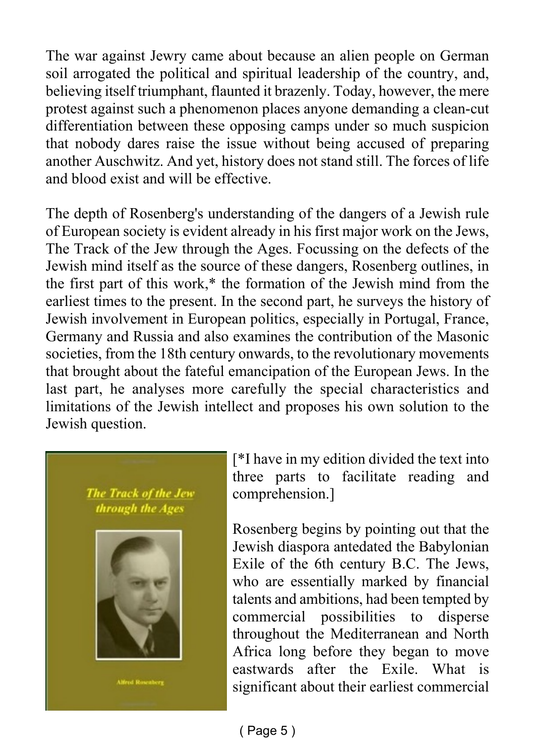The war against Jewry came about because an alien people on German soil arrogated the political and spiritual leadership of the country, and, believing itself triumphant, flaunted it brazenly. Today, however, the mere protest against such a phenomenon places anyone demanding a clean-cut differentiation between these opposing camps under so much suspicion that nobody dares raise the issue without being accused of preparing another Auschwitz. And yet, history does not stand still. The forces of life and blood exist and will be effective.

The depth of Rosenberg's understanding of the dangers of a Jewish rule of European society is evident already in his first major work on the Jews, The Track of the Jew through the Ages. Focussing on the defects of the Jewish mind itself as the source of these dangers, Rosenberg outlines, in the first part of this work,* the formation of the Jewish mind from the earliest times to the present. In the second part, he surveys the history of Jewish involvement in European politics, especially in Portugal, France, Germany and Russia and also examines the contribution of the Masonic societies, from the 18th century onwards, to the revolutionary movements that brought about the fateful emancipation of the European Jews. In the last part, he analyses more carefully the special characteristics and limitations of the Jewish intellect and proposes his own solution to the Jewish question.

[*I have in my edition divided the text into three parts to facilitate reading and comprehension.]

Rosenberg begins by pointing out that the Jewish diaspora antedated the Babylonian Exile of the 6th century B.C. The Jews, who are essentially marked by financial talents and ambitions, had been tempted by commercial possibilities to disperse throughout the Mediterranean and North Africa long before they began to move eastwards after the Exile. What is significant about their earliest commercial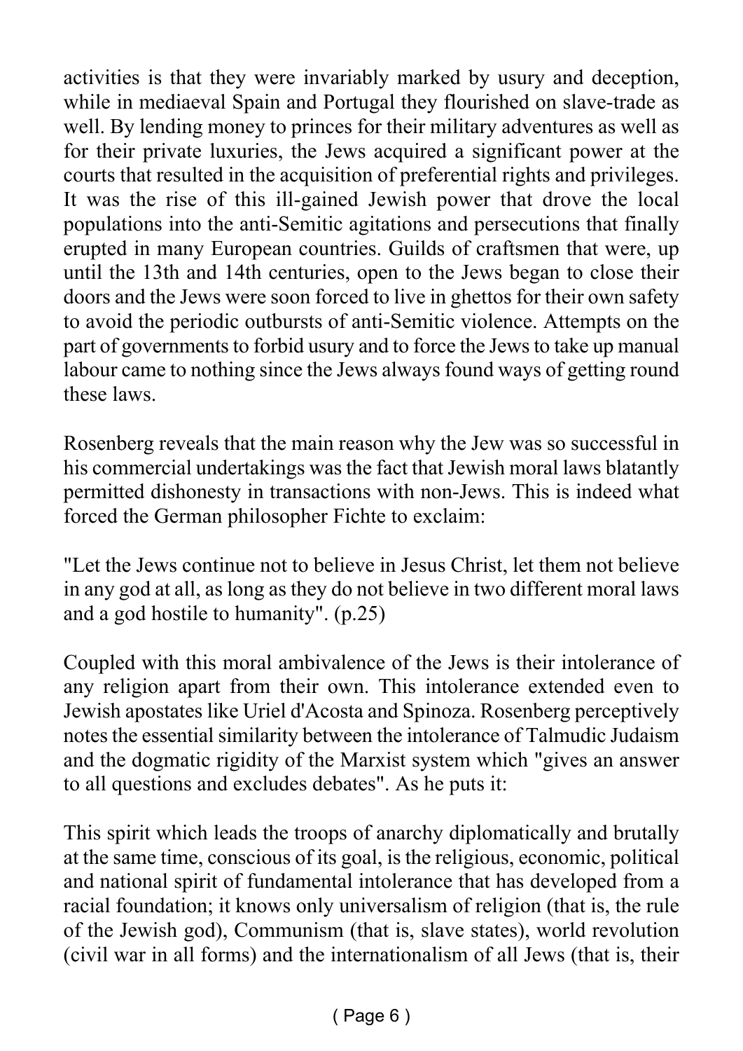activities is that they were invariably marked by usury and deception, while in mediaeval Spain and Portugal they flourished on slave-trade as well. By lending money to princes for their military adventures as well as for their private luxuries, the Jews acquired a significant power at the courts that resulted in the acquisition of preferential rights and privileges. It was the rise of this ill-gained Jewish power that drove the local populations into the anti-Semitic agitations and persecutions that finally erupted in many European countries. Guilds of craftsmen that were, up until the 13th and 14th centuries, open to the Jews began to close their doors and the Jews were soon forced to live in ghettos for their own safety to avoid the periodic outbursts of anti-Semitic violence. Attempts on the part of governments to forbid usury and to force the Jews to take up manual labour came to nothing since the Jews always found ways of getting round these laws.

Rosenberg reveals that the main reason why the Jew was so successful in his commercial undertakings was the fact that Jewish moral laws blatantly permitted dishonesty in transactions with non-Jews. This is indeed what forced the German philosopher Fichte to exclaim:

"Let the Jews continue not to believe in Jesus Christ, let them not believe in any god at all, as long as they do not believe in two different moral laws and a god hostile to humanity". (p.25)

Coupled with this moral ambivalence of the Jews is their intolerance of any religion apart from their own. This intolerance extended even to Jewish apostates like Uriel d'Acosta and Spinoza. Rosenberg perceptively notes the essential similarity between the intolerance of Talmudic Judaism and the dogmatic rigidity of the Marxist system which "gives an answer to all questions and excludes debates". As he puts it:

This spirit which leads the troops of anarchy diplomatically and brutally at the same time, conscious of its goal, is the religious, economic, political and national spirit of fundamental intolerance that has developed from a racial foundation; it knows only universalism of religion (that is, the rule of the Jewish god), Communism (that is, slave states), world revolution (civil war in all forms) and the internationalism of all Jews (that is, their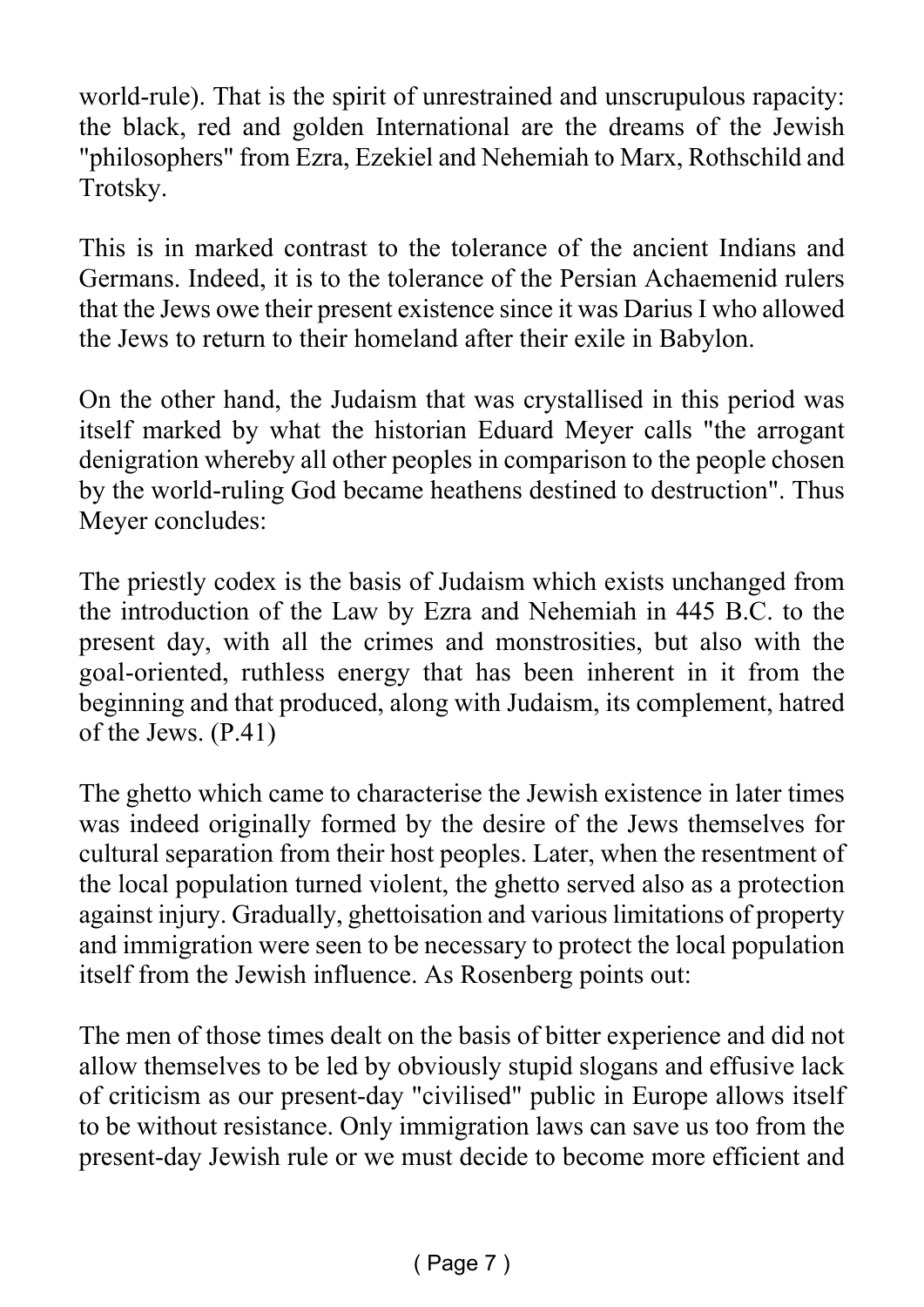world-rule). That is the spirit of unrestrained and unscrupulous rapacity: the black, red and golden International are the dreams of the Jewish "philosophers" from Ezra, Ezekiel and Nehemiah to Marx, Rothschild and Trotsky.

This is in marked contrast to the tolerance of the ancient Indians and Germans. Indeed, it is to the tolerance of the Persian Achaemenid rulers that the Jews owe their present existence since it was Darius I who allowed the Jews to return to their homeland after their exile in Babylon.

On the other hand, the Judaism that was crystallised in this period was itself marked by what the historian Eduard Meyer calls "the arrogant denigration whereby all other peoples in comparison to the people chosen by the world-ruling God became heathens destined to destruction". Thus Meyer concludes:

The priestly codex is the basis of Judaism which exists unchanged from the introduction of the Law by Ezra and Nehemiah in 445 B.C. to the present day, with all the crimes and monstrosities, but also with the goal-oriented, ruthless energy that has been inherent in it from the beginning and that produced, along with Judaism, its complement, hatred of the Jews. (P.41)

The ghetto which came to characterise the Jewish existence in later times was indeed originally formed by the desire of the Jews themselves for cultural separation from their host peoples. Later, when the resentment of the local population turned violent, the ghetto served also as a protection against injury. Gradually, ghettoisation and various limitations of property and immigration were seen to be necessary to protect the local population itself from the Jewish influence. As Rosenberg points out:

The men of those times dealt on the basis of bitter experience and did not allow themselves to be led by obviously stupid slogans and effusive lack of criticism as our present-day "civilised" public in Europe allows itself to be without resistance. Only immigration laws can save us too from the present-day Jewish rule or we must decide to become more efficient and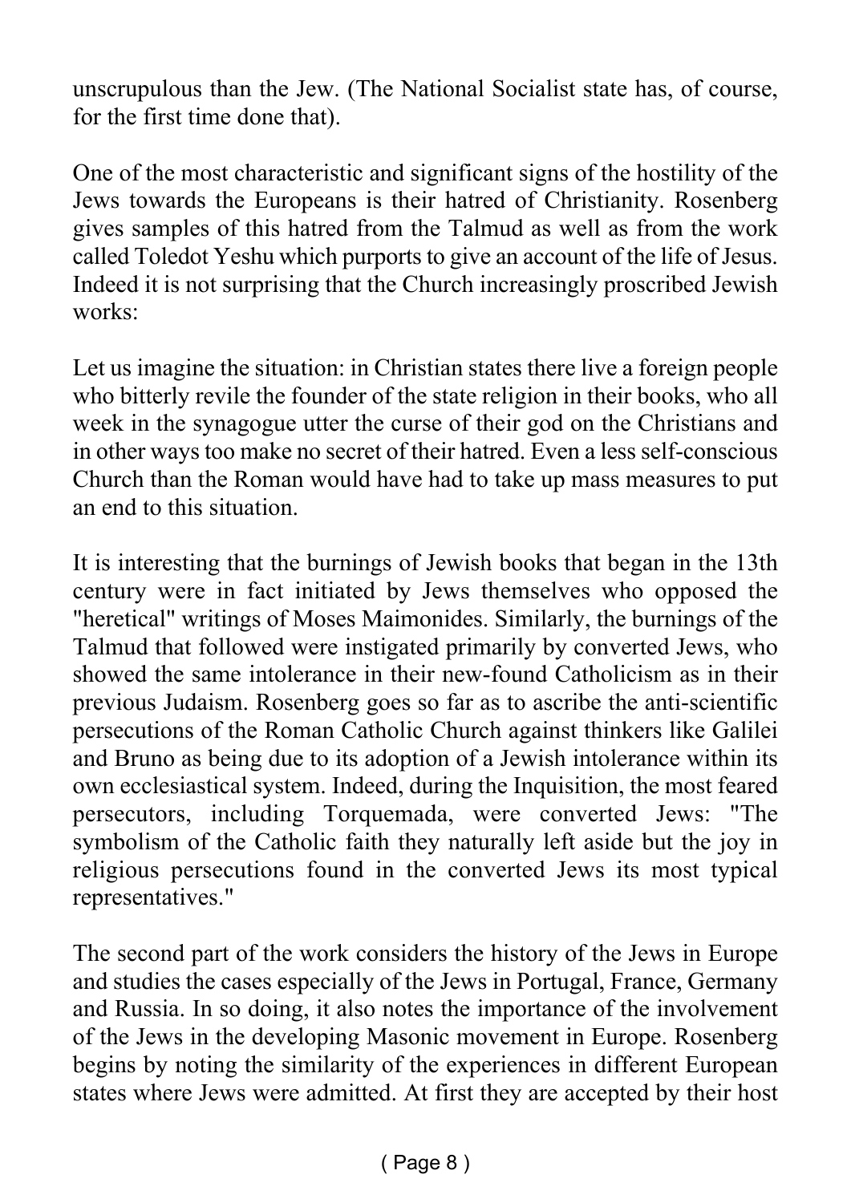unscrupulous than the Jew. (The National Socialist state has, of course, for the first time done that).

One of the most characteristic and significant signs of the hostility of the Jews towards the Europeans is their hatred of Christianity. Rosenberg gives samples of this hatred from the Talmud as well as from the work called Toledot Yeshu which purports to give an account of the life of Jesus. Indeed it is not surprising that the Church increasingly proscribed Jewish works:

Let us imagine the situation: in Christian states there live a foreign people who bitterly revile the founder of the state religion in their books, who all week in the synagogue utter the curse of their god on the Christians and in other ways too make no secret of their hatred. Even a less self-conscious Church than the Roman would have had to take up mass measures to put an end to this situation.

It is interesting that the burnings of Jewish books that began in the 13th century were in fact initiated by Jews themselves who opposed the "heretical" writings of Moses Maimonides. Similarly, the burnings of the Talmud that followed were instigated primarily by converted Jews, who showed the same intolerance in their new-found Catholicism as in their previous Judaism. Rosenberg goes so far as to ascribe the anti-scientific persecutions of the Roman Catholic Church against thinkers like Galilei and Bruno as being due to its adoption of a Jewish intolerance within its own ecclesiastical system. Indeed, during the Inquisition, the most feared persecutors, including Torquemada, were converted Jews: "The symbolism of the Catholic faith they naturally left aside but the joy in religious persecutions found in the converted Jews its most typical representatives."

The second part of the work considers the history of the Jews in Europe and studies the cases especially of the Jews in Portugal, France, Germany and Russia. In so doing, it also notes the importance of the involvement of the Jews in the developing Masonic movement in Europe. Rosenberg begins by noting the similarity of the experiences in different European states where Jews were admitted. At first they are accepted by their host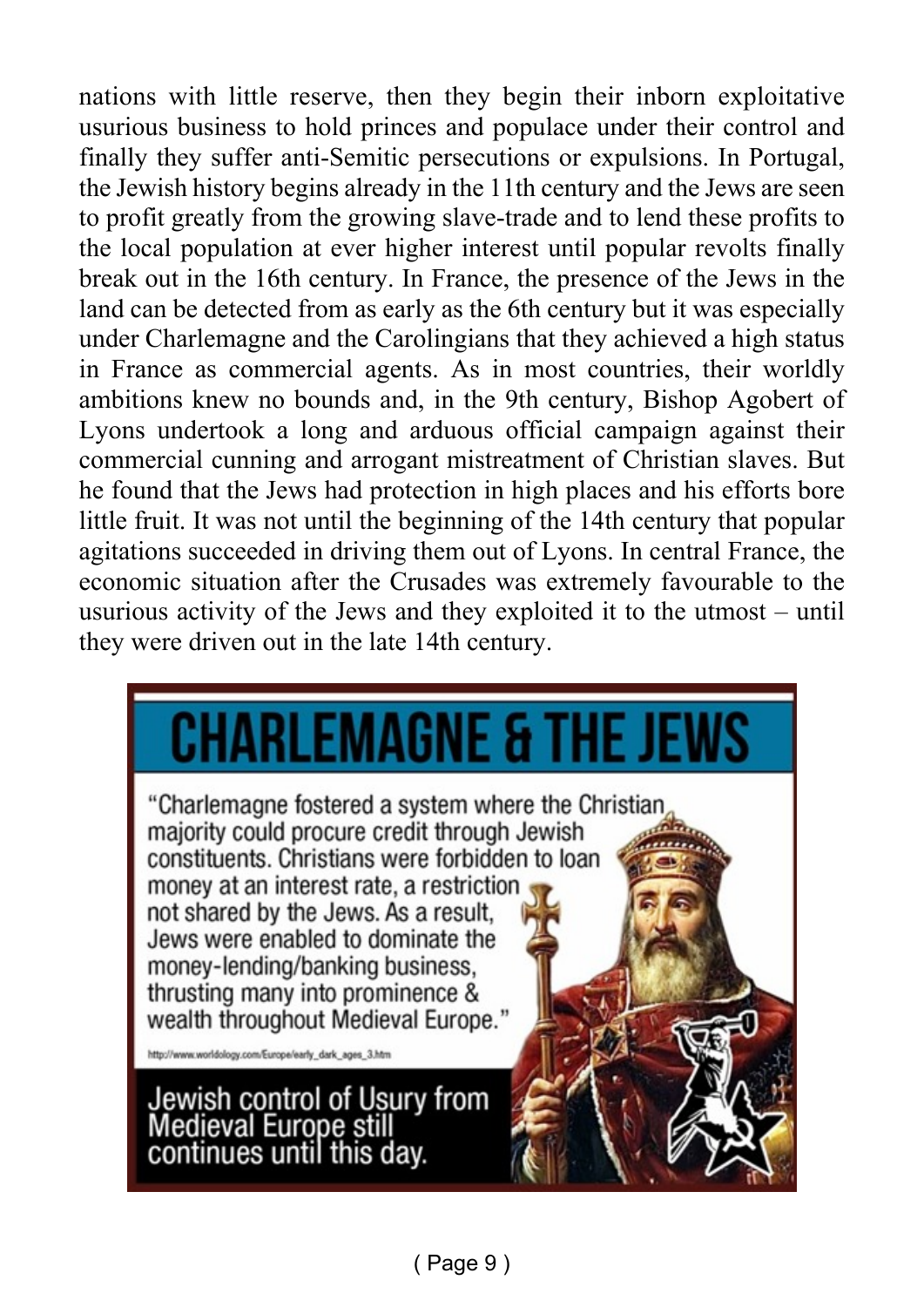nations with little reserve, then they begin their inborn exploitative usurious business to hold princes and populace under their control and finally they suffer anti-Semitic persecutions or expulsions. In Portugal, the Jewish history begins already in the 11th century and the Jews are seen to profit greatly from the growing slave-trade and to lend these profits to the local population at ever higher interest until popular revolts finally break out in the 16th century. In France, the presence of the Jews in the land can be detected from as early as the 6th century but it was especially under Charlemagne and the Carolingians that they achieved a high status in France as commercial agents. As in most countries, their worldly ambitions knew no bounds and, in the 9th century, Bishop Agobert of Lyons undertook a long and arduous official campaign against their commercial cunning and arrogant mistreatment of Christian slaves. But he found that the Jews had protection in high places and his efforts bore little fruit. It was not until the beginning of the 14th century that popular agitations succeeded in driving them out of Lyons. In central France, the economic situation after the Crusades was extremely favourable to the usurious activity of the Jews and they exploited it to the utmost – until they were driven out in the late 14th century.

# CHARLEMAGNE & THE JEWS

"Charlemagne fostered a system where the Christian majority could procure credit through Jewish constituents. Christians were forbidden to loan money at an interest rate, a restriction not shared by the Jews. As a result, Jews were enabled to dominate the money-lending/banking business, thrusting many into prominence & wealth throughout Medieval Europe."

http://www.worldology.com/Europe/early_dark_ages_3.htm

Jewish control of Usury from Medieval Europe still continues until this day.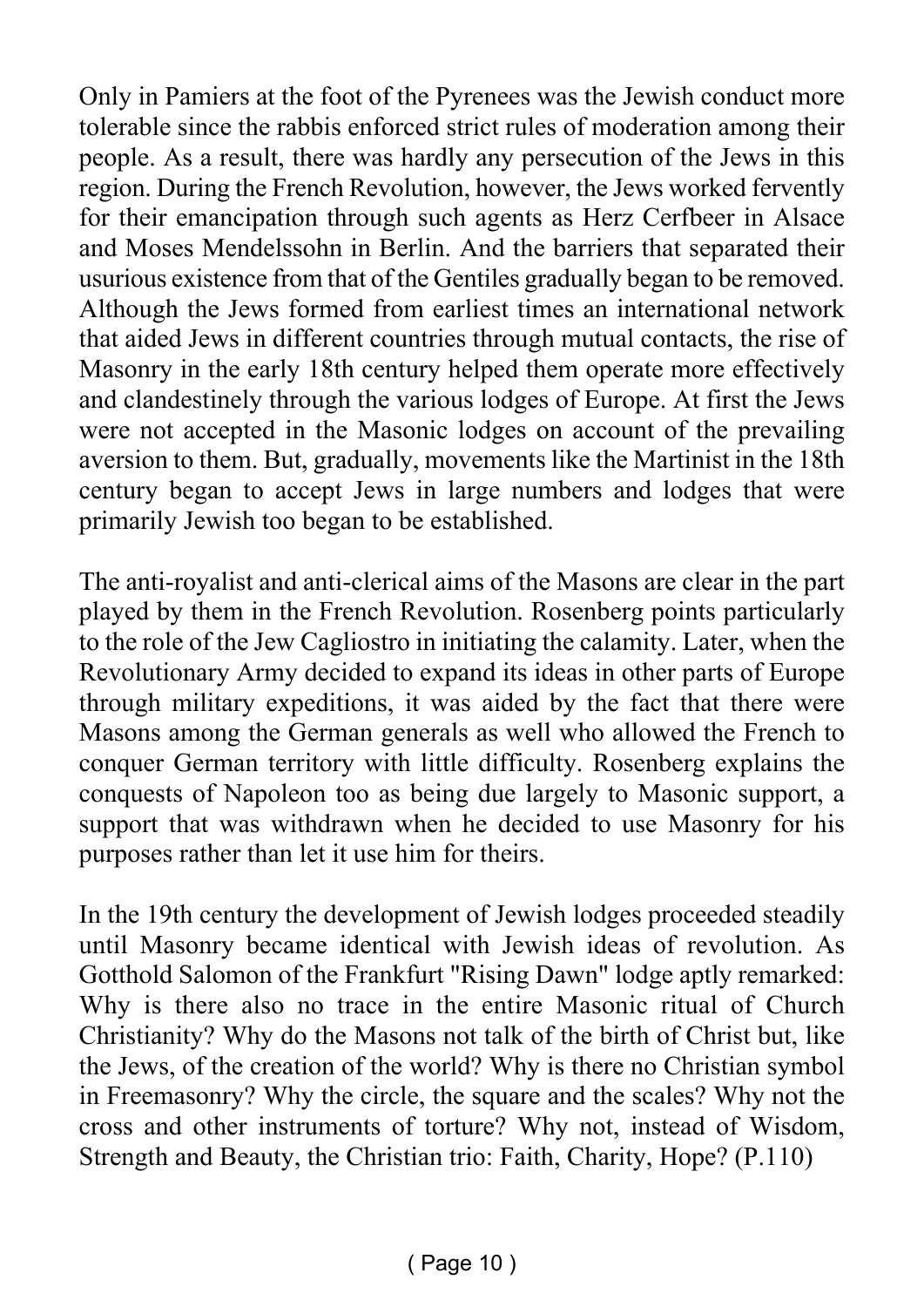Only in Pamiers at the foot of the Pyrenees was the Jewish conduct more tolerable since the rabbis enforced strict rules of moderation among their people. As a result, there was hardly any persecution of the Jews in this region. During the French Revolution, however, the Jews worked fervently for their emancipation through such agents as Herz Cerfbeer in Alsace and Moses Mendelssohn in Berlin. And the barriers that separated their usurious existence from that of the Gentiles gradually began to be removed. Although the Jews formed from earliest times an international network that aided Jews in different countries through mutual contacts, the rise of Masonry in the early 18th century helped them operate more effectively and clandestinely through the various lodges of Europe. At first the Jews were not accepted in the Masonic lodges on account of the prevailing aversion to them. But, gradually, movements like the Martinist in the 18th century began to accept Jews in large numbers and lodges that were primarily Jewish too began to be established.

The anti-royalist and anti-clerical aims of the Masons are clear in the part played by them in the French Revolution. Rosenberg points particularly to the role of the Jew Cagliostro in initiating the calamity. Later, when the Revolutionary Army decided to expand its ideas in other parts of Europe through military expeditions, it was aided by the fact that there were Masons among the German generals as well who allowed the French to conquer German territory with little difficulty. Rosenberg explains the conquests of Napoleon too as being due largely to Masonic support, a support that was withdrawn when he decided to use Masonry for his purposes rather than let it use him for theirs.

In the 19th century the development of Jewish lodges proceeded steadily until Masonry became identical with Jewish ideas of revolution. As Gotthold Salomon of the Frankfurt "Rising Dawn" lodge aptly remarked: Why is there also no trace in the entire Masonic ritual of Church Christianity? Why do the Masons not talk of the birth of Christ but, like the Jews, of the creation of the world? Why is there no Christian symbol in Freemasonry? Why the circle, the square and the scales? Why not the cross and other instruments of torture? Why not, instead of Wisdom, Strength and Beauty, the Christian trio: Faith, Charity, Hope? (P.110)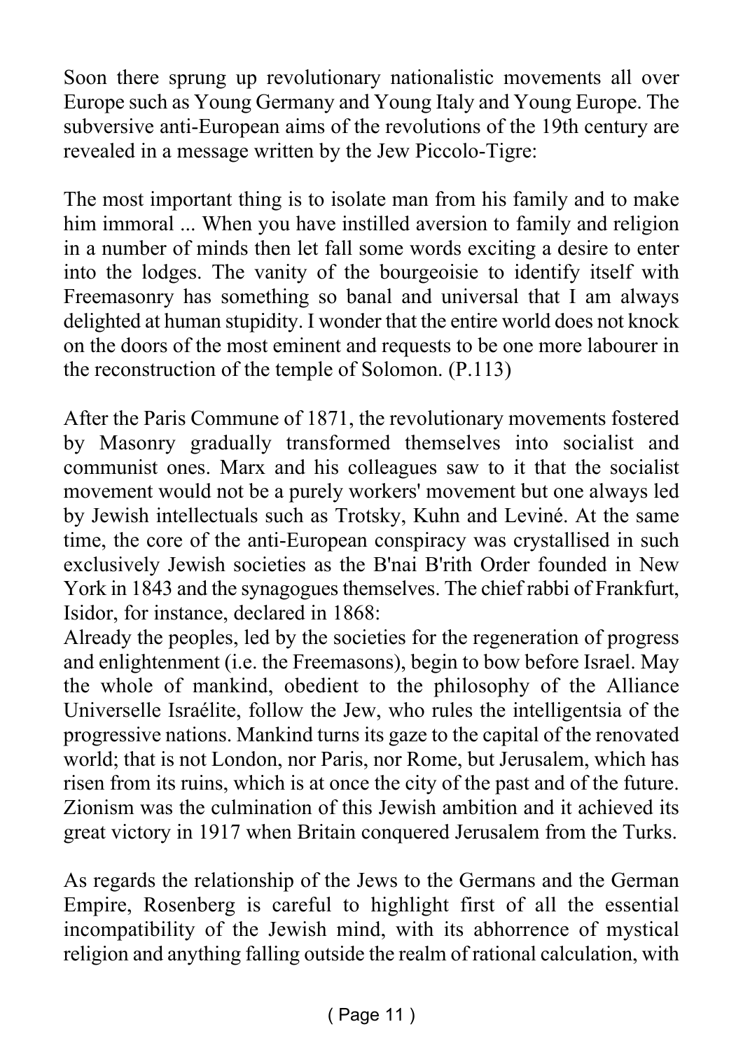Soon there sprung up revolutionary nationalistic movements all over Europe such as Young Germany and Young Italy and Young Europe. The subversive anti-European aims of the revolutions of the 19th century are revealed in a message written by the Jew Piccolo-Tigre:

The most important thing is to isolate man from his family and to make him immoral ... When you have instilled aversion to family and religion in a number of minds then let fall some words exciting a desire to enter into the lodges. The vanity of the bourgeoisie to identify itself with Freemasonry has something so banal and universal that I am always delighted at human stupidity. I wonder that the entire world does not knock on the doors of the most eminent and requests to be one more labourer in the reconstruction of the temple of Solomon. (P.113)

After the Paris Commune of 1871, the revolutionary movements fostered by Masonry gradually transformed themselves into socialist and communist ones. Marx and his colleagues saw to it that the socialist movement would not be a purely workers' movement but one always led by Jewish intellectuals such as Trotsky, Kuhn and Leviné. At the same time, the core of the anti-European conspiracy was crystallised in such exclusively Jewish societies as the B'nai B'rith Order founded in New York in 1843 and the synagogues themselves. The chief rabbi of Frankfurt, Isidor, for instance, declared in 1868:

Already the peoples, led by the societies for the regeneration of progress and enlightenment (i.e. the Freemasons), begin to bow before Israel. May the whole of mankind, obedient to the philosophy of the Alliance Universelle Israélite, follow the Jew, who rules the intelligentsia of the progressive nations. Mankind turns its gaze to the capital of the renovated world; that is not London, nor Paris, nor Rome, but Jerusalem, which has risen from its ruins, which is at once the city of the past and of the future.

Zionism was the culmination of this Jewish ambition and it achieved its great victory in 1917 when Britain conquered Jerusalem from the Turks.

As regards the relationship of the Jews to the Germans and the German Empire, Rosenberg is careful to highlight first of all the essential incompatibility of the Jewish mind, with its abhorrence of mystical religion and anything falling outside the realm of rational calculation, with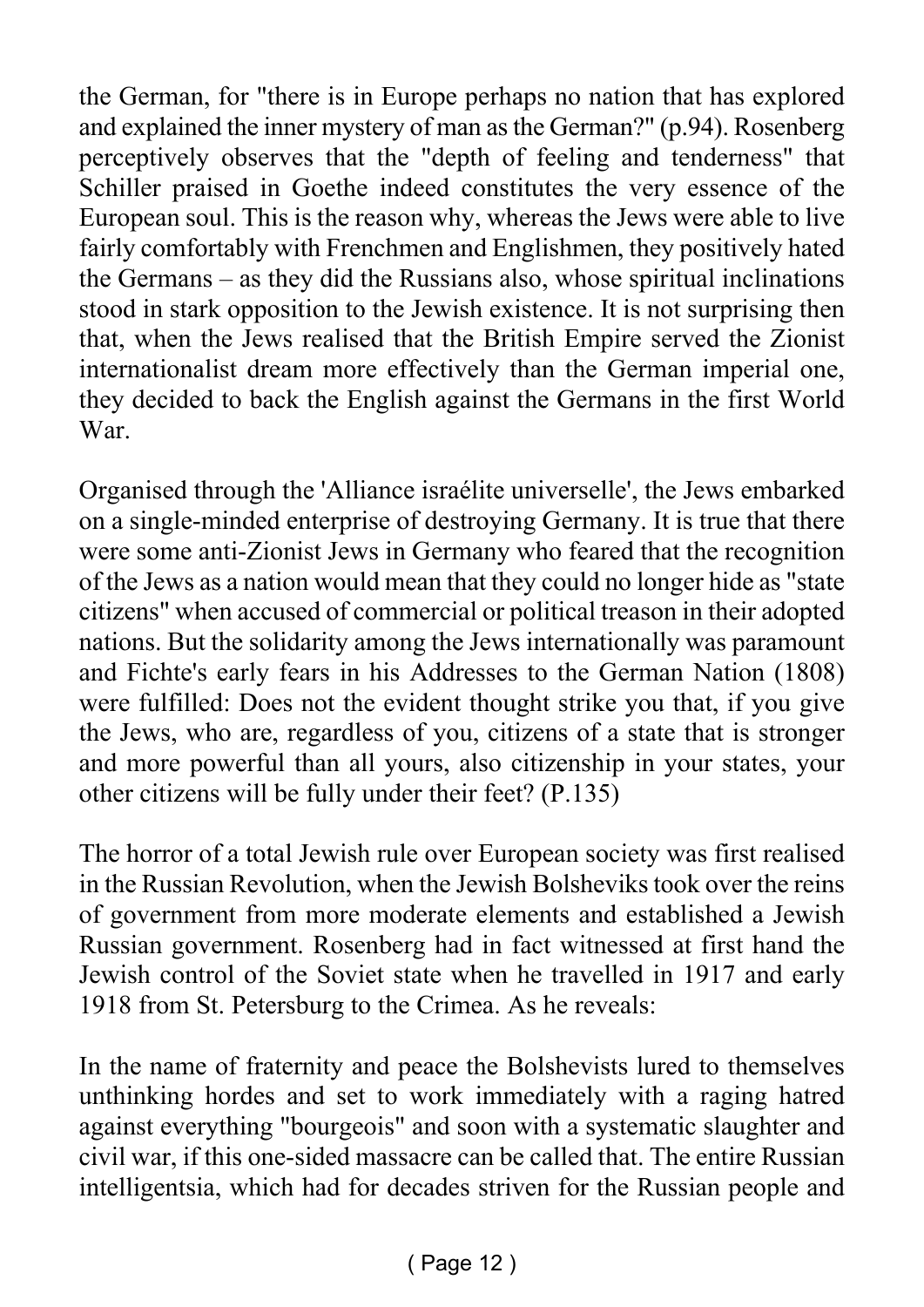the German, for "there is in Europe perhaps no nation that has explored and explained the inner mystery of man as the German?" (p.94). Rosenberg perceptively observes that the "depth of feeling and tenderness" that Schiller praised in Goethe indeed constitutes the very essence of the European soul. This is the reason why, whereas the Jews were able to live fairly comfortably with Frenchmen and Englishmen, they positively hated the Germans – as they did the Russians also, whose spiritual inclinations stood in stark opposition to the Jewish existence. It is not surprising then that, when the Jews realised that the British Empire served the Zionist internationalist dream more effectively than the German imperial one, they decided to back the English against the Germans in the first World War.

Organised through the 'Alliance israélite universelle', the Jews embarked on a single-minded enterprise of destroying Germany. It is true that there were some anti-Zionist Jews in Germany who feared that the recognition of the Jews as a nation would mean that they could no longer hide as "state citizens" when accused of commercial or political treason in their adopted nations. But the solidarity among the Jews internationally was paramount and Fichte's early fears in his Addresses to the German Nation (1808) were fulfilled: Does not the evident thought strike you that, if you give the Jews, who are, regardless of you, citizens of a state that is stronger and more powerful than all yours, also citizenship in your states, your other citizens will be fully under their feet? (P.135)

The horror of a total Jewish rule over European society was first realised in the Russian Revolution, when the Jewish Bolsheviks took over the reins of government from more moderate elements and established a Jewish Russian government. Rosenberg had in fact witnessed at first hand the Jewish control of the Soviet state when he travelled in 1917 and early 1918 from St. Petersburg to the Crimea. As he reveals:

In the name of fraternity and peace the Bolshevists lured to themselves unthinking hordes and set to work immediately with a raging hatred against everything "bourgeois" and soon with a systematic slaughter and civil war, if this one-sided massacre can be called that. The entire Russian intelligentsia, which had for decades striven for the Russian people and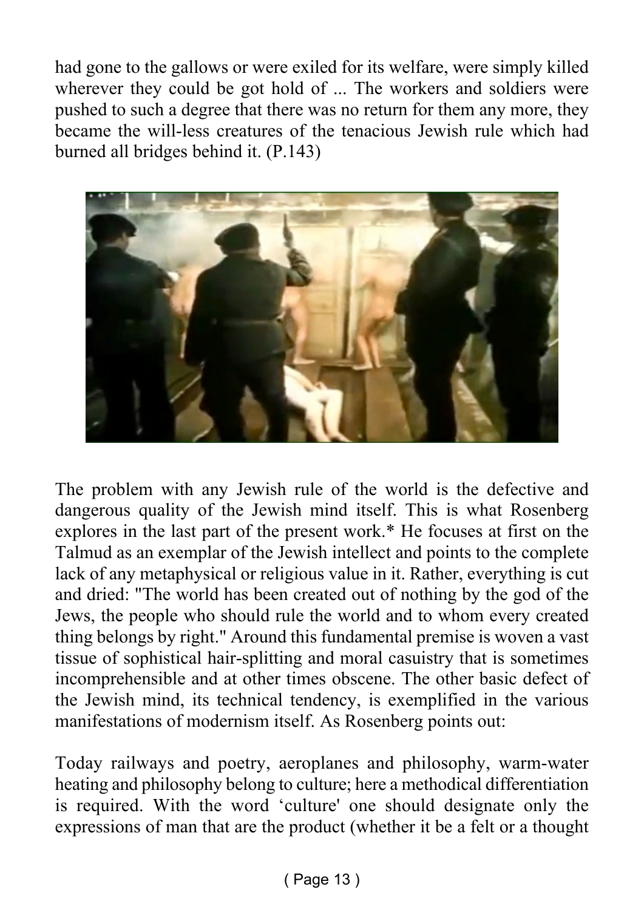had gone to the gallows or were exiled for its welfare, were simply killed wherever they could be got hold of ... The workers and soldiers were pushed to such a degree that there was no return for them any more, they became the will-less creatures of the tenacious Jewish rule which had burned all bridges behind it. (P.143)

The problem with any Jewish rule of the world is the defective and dangerous quality of the Jewish mind itself. This is what Rosenberg explores in the last part of the present work.* He focuses at first on the Talmud as an exemplar of the Jewish intellect and points to the complete lack of any metaphysical or religious value in it. Rather, everything is cut and dried: "The world has been created out of nothing by the god of the Jews, the people who should rule the world and to whom every created thing belongs by right." Around this fundamental premise is woven a vast tissue of sophistical hair-splitting and moral casuistry that is sometimes incomprehensible and at other times obscene. The other basic defect of the Jewish mind, its technical tendency, is exemplified in the various manifestations of modernism itself. As Rosenberg points out:

Today railways and poetry, aeroplanes and philosophy, warm-water heating and philosophy belong to culture; here a methodical differentiation is required. With the word 'culture' one should designate only the expressions of man that are the product (whether it be a felt or a thought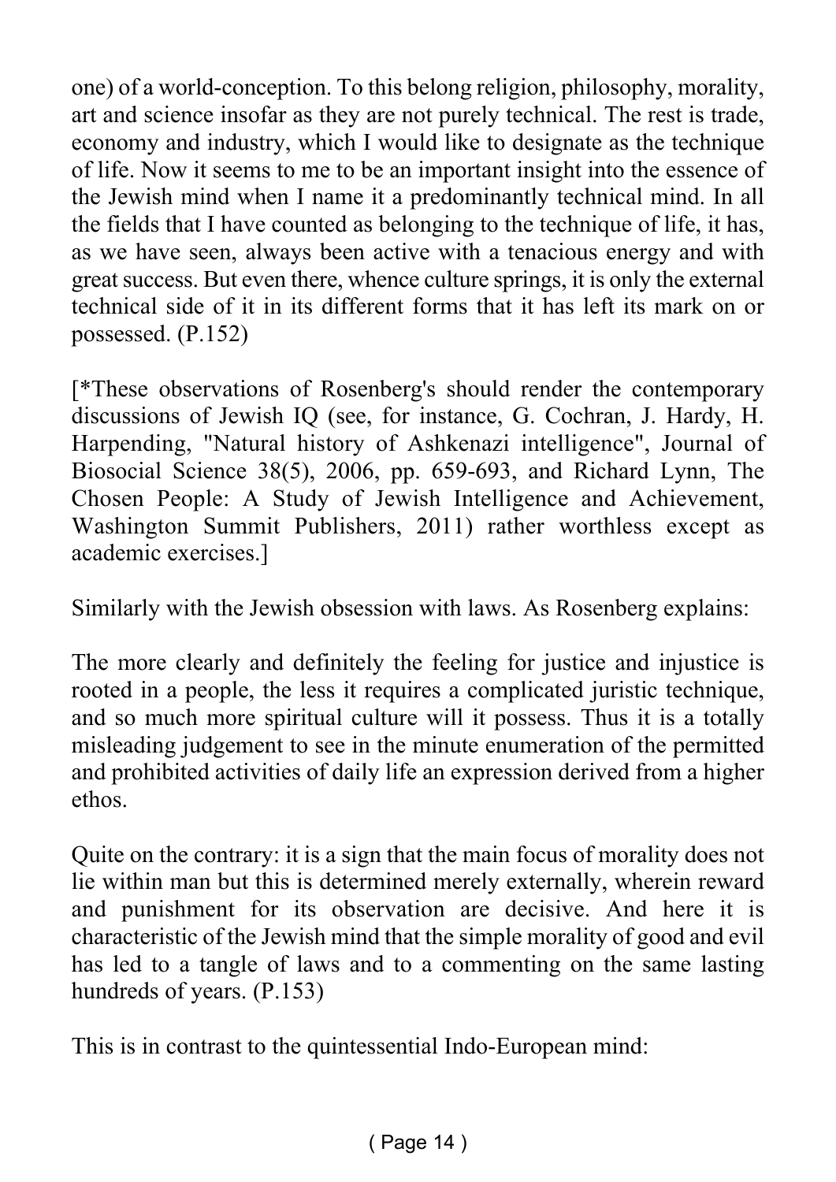one) of a world-conception. To this belong religion, philosophy, morality, art and science insofar as they are not purely technical. The rest is trade, economy and industry, which I would like to designate as the technique of life. Now it seems to me to be an important insight into the essence of the Jewish mind when I name it a predominantly technical mind. In all the fields that I have counted as belonging to the technique of life, it has, as we have seen, always been active with a tenacious energy and with great success. But even there, whence culture springs, it is only the external technical side of it in its different forms that it has left its mark on or possessed. (P.152)

[*These observations of Rosenberg's should render the contemporary discussions of Jewish IQ (see, for instance, G. Cochran, J. Hardy, H. Harpending, "Natural history of Ashkenazi intelligence", Journal of Biosocial Science 38(5), 2006, pp. 659-693, and Richard Lynn, The Chosen People: A Study of Jewish Intelligence and Achievement, Washington Summit Publishers, 2011) rather worthless except as academic exercises.]

Similarly with the Jewish obsession with laws. As Rosenberg explains:

The more clearly and definitely the feeling for justice and injustice is rooted in a people, the less it requires a complicated juristic technique, and so much more spiritual culture will it possess. Thus it is a totally misleading judgement to see in the minute enumeration of the permitted and prohibited activities of daily life an expression derived from a higher ethos.

Quite on the contrary: it is a sign that the main focus of morality does not lie within man but this is determined merely externally, wherein reward and punishment for its observation are decisive. And here it is characteristic of the Jewish mind that the simple morality of good and evil has led to a tangle of laws and to a commenting on the same lasting hundreds of years. (P.153)

This is in contrast to the quintessential Indo-European mind: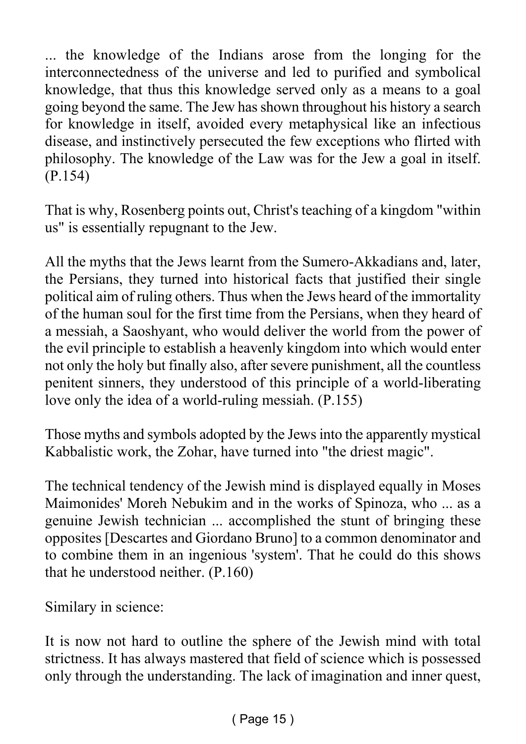... the knowledge of the Indians arose from the longing for the interconnectedness of the universe and led to purified and symbolical knowledge, that thus this knowledge served only as a means to a goal going beyond the same. The Jew has shown throughout his history a search for knowledge in itself, avoided every metaphysical like an infectious disease, and instinctively persecuted the few exceptions who flirted with philosophy. The knowledge of the Law was for the Jew a goal in itself. (P.154)

That is why, Rosenberg points out, Christ's teaching of a kingdom "within us" is essentially repugnant to the Jew.

All the myths that the Jews learnt from the Sumero-Akkadians and, later, the Persians, they turned into historical facts that justified their single political aim of ruling others. Thus when the Jews heard of the immortality of the human soul for the first time from the Persians, when they heard of a messiah, a Saoshyant, who would deliver the world from the power of the evil principle to establish a heavenly kingdom into which would enter not only the holy but finally also, after severe punishment, all the countless penitent sinners, they understood of this principle of a world-liberating love only the idea of a world-ruling messiah. (P.155)

Those myths and symbols adopted by the Jews into the apparently mystical Kabbalistic work, the Zohar, have turned into "the driest magic".

The technical tendency of the Jewish mind is displayed equally in Moses Maimonides' Moreh Nebukim and in the works of Spinoza, who ... as a genuine Jewish technician ... accomplished the stunt of bringing these opposites [Descartes and Giordano Bruno] to a common denominator and to combine them in an ingenious 'system'. That he could do this shows that he understood neither. (P.160)

Similary in science:

It is now not hard to outline the sphere of the Jewish mind with total strictness. It has always mastered that field of science which is possessed only through the understanding. The lack of imagination and inner quest,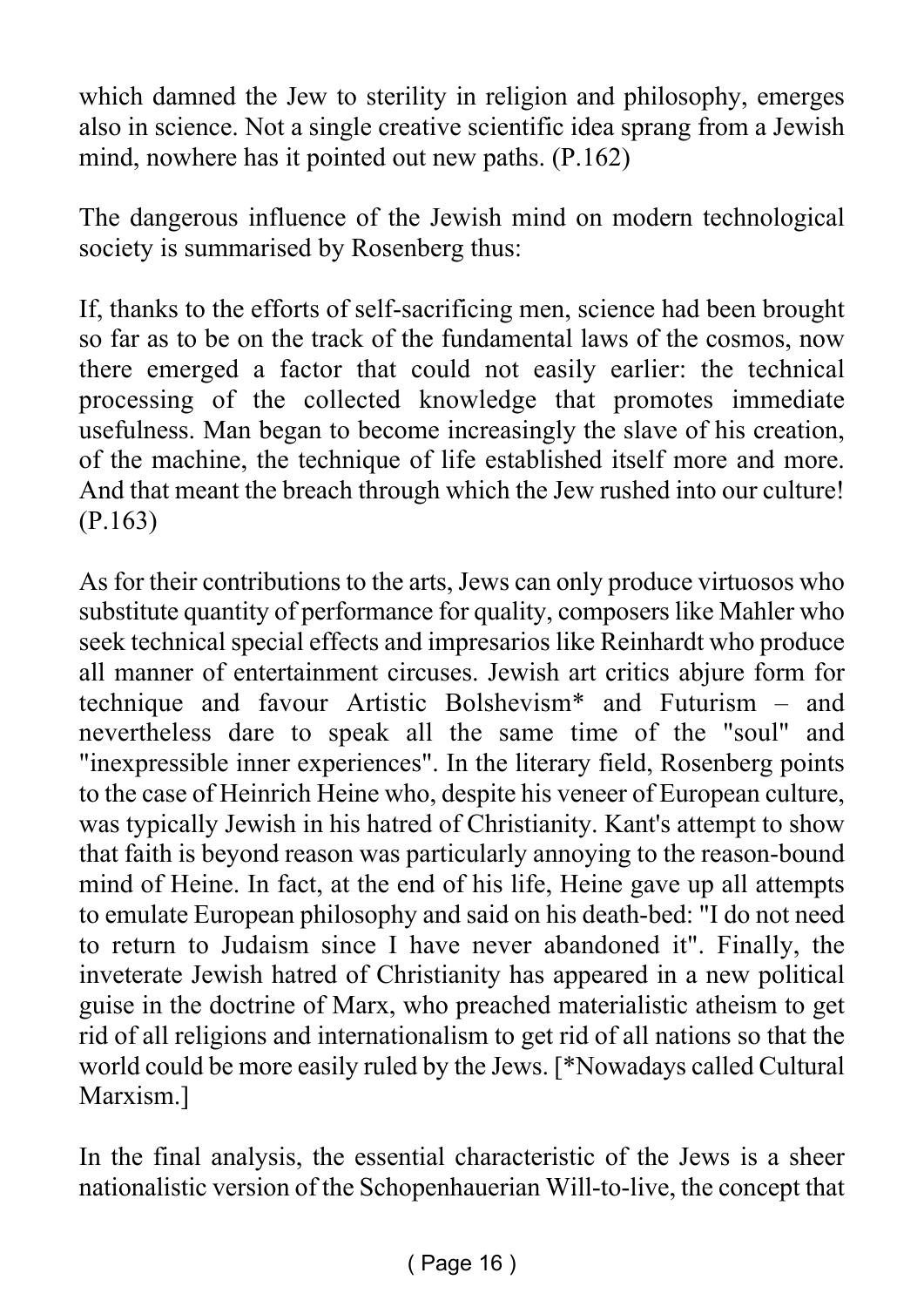which damned the Jew to sterility in religion and philosophy, emerges also in science. Not a single creative scientific idea sprang from a Jewish mind, nowhere has it pointed out new paths. (P.162)

The dangerous influence of the Jewish mind on modern technological society is summarised by Rosenberg thus:

If, thanks to the efforts of self-sacrificing men, science had been brought so far as to be on the track of the fundamental laws of the cosmos, now there emerged a factor that could not easily earlier: the technical processing of the collected knowledge that promotes immediate usefulness. Man began to become increasingly the slave of his creation, of the machine, the technique of life established itself more and more. And that meant the breach through which the Jew rushed into our culture! (P.163)

As for their contributions to the arts, Jews can only produce virtuosos who substitute quantity of performance for quality, composers like Mahler who seek technical special effects and impresarios like Reinhardt who produce all manner of entertainment circuses. Jewish art critics abjure form for technique and favour Artistic Bolshevism* and Futurism – and nevertheless dare to speak all the same time of the "soul" and "inexpressible inner experiences". In the literary field, Rosenberg points to the case of Heinrich Heine who, despite his veneer of European culture, was typically Jewish in his hatred of Christianity. Kant's attempt to show that faith is beyond reason was particularly annoying to the reason-bound mind of Heine. In fact, at the end of his life, Heine gave up all attempts to emulate European philosophy and said on his death-bed: "I do not need to return to Judaism since I have never abandoned it". Finally, the inveterate Jewish hatred of Christianity has appeared in a new political guise in the doctrine of Marx, who preached materialistic atheism to get rid of all religions and internationalism to get rid of all nations so that the world could be more easily ruled by the Jews. [*Nowadays called Cultural Marxism.]

In the final analysis, the essential characteristic of the Jews is a sheer nationalistic version of the Schopenhauerian Will-to-live, the concept that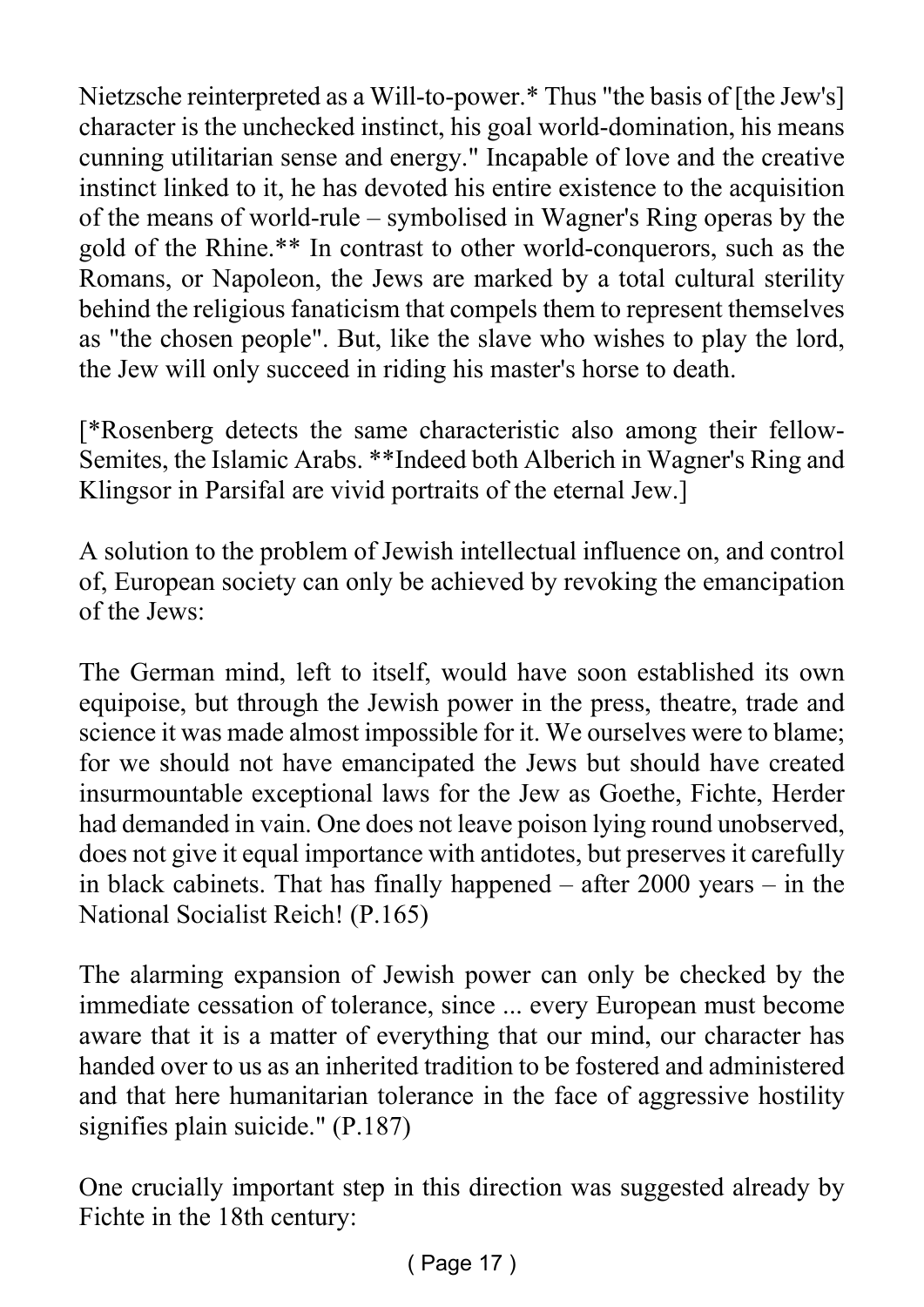Nietzsche reinterpreted as a Will-to-power.* Thus "the basis of [the Jew's] character is the unchecked instinct, his goal world-domination, his means cunning utilitarian sense and energy." Incapable of love and the creative instinct linked to it, he has devoted his entire existence to the acquisition of the means of world-rule – symbolised in Wagner's Ring operas by the gold of the Rhine.** In contrast to other world-conquerors, such as the Romans, or Napoleon, the Jews are marked by a total cultural sterility behind the religious fanaticism that compels them to represent themselves as "the chosen people". But, like the slave who wishes to play the lord, the Jew will only succeed in riding his master's horse to death.

[*Rosenberg detects the same characteristic also among their fellow-Semites, the Islamic Arabs. **Indeed both Alberich in Wagner's Ring and Klingsor in Parsifal are vivid portraits of the eternal Jew.]

A solution to the problem of Jewish intellectual influence on, and control of, European society can only be achieved by revoking the emancipation of the Jews:

The German mind, left to itself, would have soon established its own equipoise, but through the Jewish power in the press, theatre, trade and science it was made almost impossible for it. We ourselves were to blame; for we should not have emancipated the Jews but should have created insurmountable exceptional laws for the Jew as Goethe, Fichte, Herder had demanded in vain. One does not leave poison lying round unobserved, does not give it equal importance with antidotes, but preserves it carefully in black cabinets. That has finally happened – after 2000 years – in the National Socialist Reich! (P.165)

The alarming expansion of Jewish power can only be checked by the immediate cessation of tolerance, since ... every European must become aware that it is a matter of everything that our mind, our character has handed over to us as an inherited tradition to be fostered and administered and that here humanitarian tolerance in the face of aggressive hostility signifies plain suicide." (P.187)

One crucially important step in this direction was suggested already by Fichte in the 18th century: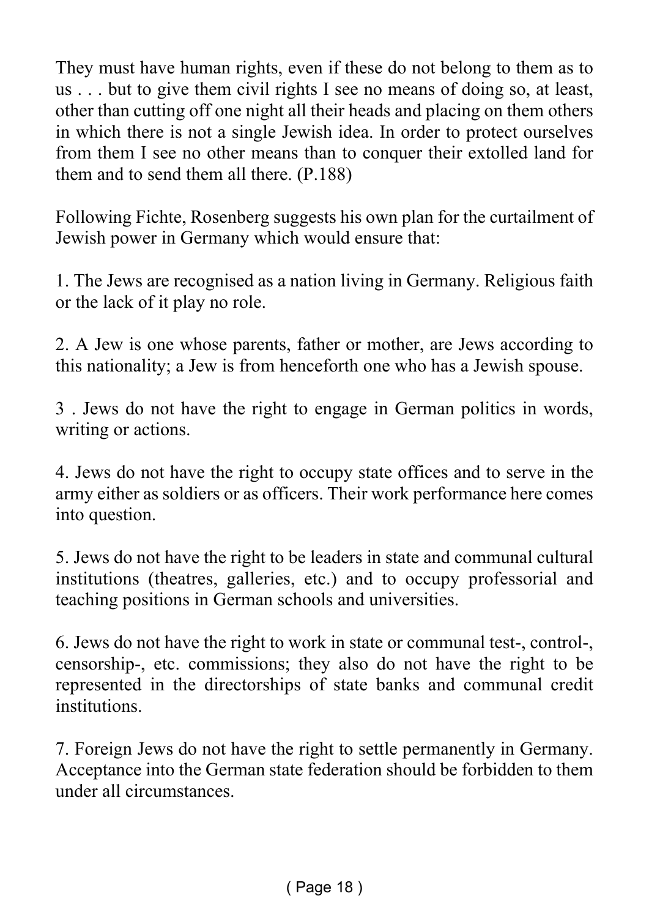They must have human rights, even if these do not belong to them as to us . . . but to give them civil rights I see no means of doing so, at least, other than cutting off one night all their heads and placing on them others in which there is not a single Jewish idea. In order to protect ourselves from them I see no other means than to conquer their extolled land for them and to send them all there. (P.188)

Following Fichte, Rosenberg suggests his own plan for the curtailment of Jewish power in Germany which would ensure that:

1. The Jews are recognised as a nation living in Germany. Religious faith or the lack of it play no role.

2. A Jew is one whose parents, father or mother, are Jews according to this nationality; a Jew is from henceforth one who has a Jewish spouse.

3 . Jews do not have the right to engage in German politics in words, writing or actions.

4. Jews do not have the right to occupy state offices and to serve in the army either as soldiers or as officers. Their work performance here comes into question.

5. Jews do not have the right to be leaders in state and communal cultural institutions (theatres, galleries, etc.) and to occupy professorial and teaching positions in German schools and universities.

6. Jews do not have the right to work in state or communal test-, control-, censorship-, etc. commissions; they also do not have the right to be represented in the directorships of state banks and communal credit institutions.

7. Foreign Jews do not have the right to settle permanently in Germany. Acceptance into the German state federation should be forbidden to them under all circumstances.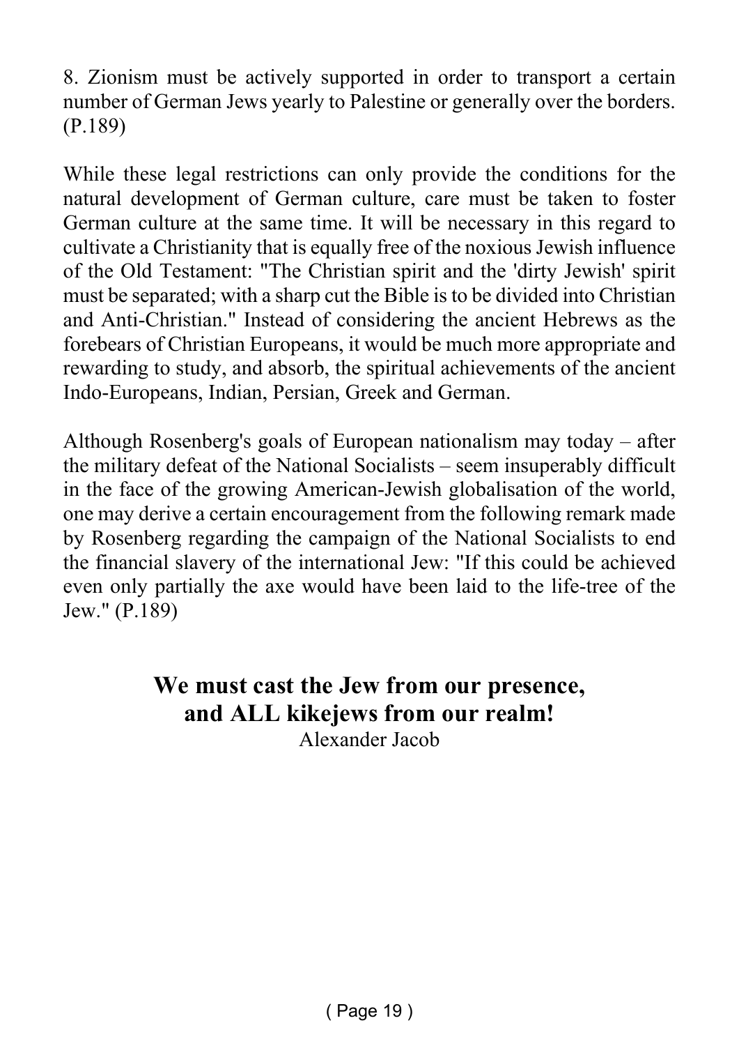8. Zionism must be actively supported in order to transport a certain number of German Jews yearly to Palestine or generally over the borders. (P.189)

While these legal restrictions can only provide the conditions for the natural development of German culture, care must be taken to foster German culture at the same time. It will be necessary in this regard to cultivate a Christianity that is equally free of the noxious Jewish influence of the Old Testament: "The Christian spirit and the 'dirty Jewish' spirit must be separated; with a sharp cut the Bible is to be divided into Christian and Anti-Christian." Instead of considering the ancient Hebrews as the forebears of Christian Europeans, it would be much more appropriate and rewarding to study, and absorb, the spiritual achievements of the ancient Indo-Europeans, Indian, Persian, Greek and German.

Although Rosenberg's goals of European nationalism may today – after the military defeat of the National Socialists – seem insuperably difficult in the face of the growing American-Jewish globalisation of the world, one may derive a certain encouragement from the following remark made by Rosenberg regarding the campaign of the National Socialists to end the financial slavery of the international Jew: "If this could be achieved even only partially the axe would have been laid to the life-tree of the Jew." (P.189)

**We must cast the Jew from our presence,**
**and ALL kikejews from our realm!**

Alexander Jacob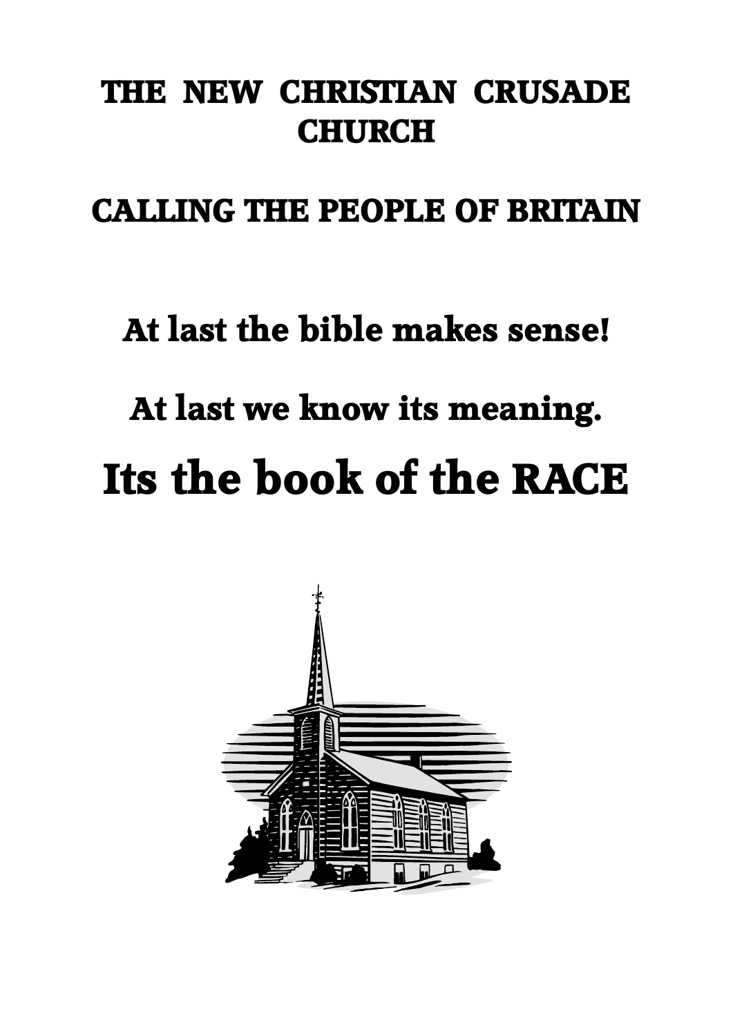# THE NEW CHRISTIAN CRUSADE CHURCH

## CALLING THE PEOPLE OF BRITAIN

### At last the bible makes sense!

### At last we know its meaning.

## Its the book of the RACE